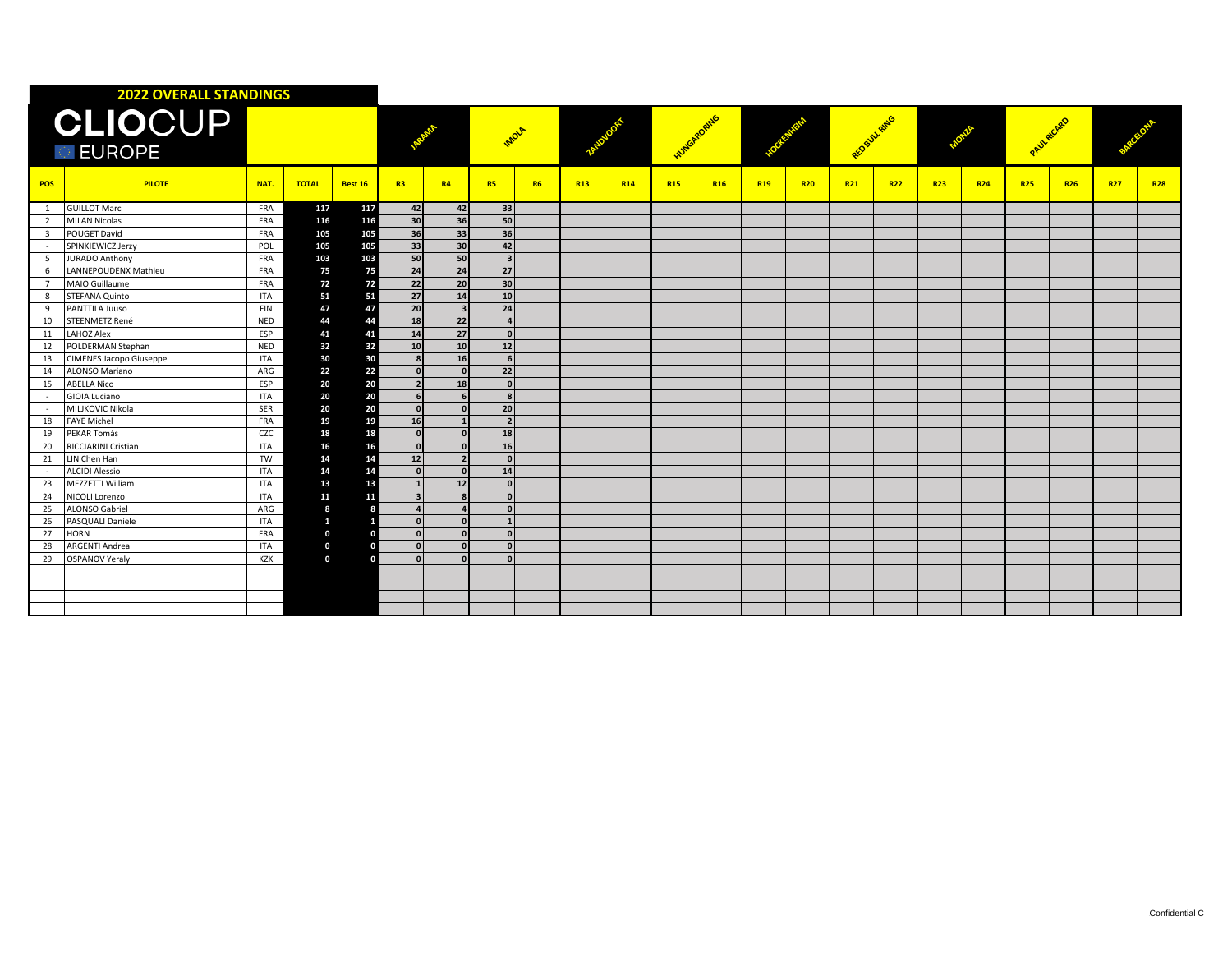## 2022 OVERALL STANDINGS

**CLIOCUP EUROPE**

| | | | | | JARAMA | | IMOLA | | ZANDVOORT | | HUNGARORING | | HOCKENHEIM | | RED BULL RING | | MONZA | | PAUL RICARD | | BARCELONA | |
|---|---|---|---|---|---|---|---|---|---|---|---|---|---|---|---|---|---|---|---|---|---|---|
| **POS** | **PILOTE** | **NAT.** | **TOTAL** | **Best 16** | **R3** | **R4** | **R5** | **R6** | **R13** | **R14** | **R15** | **R16** | **R19** | **R20** | **R21** | **R22** | **R23** | **R24** | **R25** | **R26** | **R27** | **R28** |
| 1 | GUILLOT Marc | FRA | 117 | 117 | 42 | 42 | 33 | | | | | | | | | | | | | | | |
| 2 | MILAN Nicolas | FRA | 116 | 116 | 30 | 36 | 50 | | | | | | | | | | | | | | | |
| 3 | POUGET David | FRA | 105 | 105 | 36 | 33 | 36 | | | | | | | | | | | | | | | |
| - | SPINKIEWICZ Jerzy | POL | 105 | 105 | 33 | 30 | 42 | | | | | | | | | | | | | | | |
| 5 | JURADO Anthony | FRA | 103 | 103 | 50 | 50 | 3 | | | | | | | | | | | | | | | |
| 6 | LANNEPOUDENX Mathieu | FRA | 75 | 75 | 24 | 24 | 27 | | | | | | | | | | | | | | | |
| 7 | MAIO Guillaume | FRA | 72 | 72 | 22 | 20 | 30 | | | | | | | | | | | | | | | |
| 8 | STEFANA Quinto | ITA | 51 | 51 | 27 | 14 | 10 | | | | | | | | | | | | | | | |
| 9 | PANTTILA Juuso | FIN | 47 | 47 | 20 | 3 | 24 | | | | | | | | | | | | | | | |
| 10 | STEENMETZ René | NED | 44 | 44 | 18 | 22 | 4 | | | | | | | | | | | | | | | |
| 11 | LAHOZ Alex | ESP | 41 | 41 | 14 | 27 | 0 | | | | | | | | | | | | | | | |
| 12 | POLDERMAN Stephan | NED | 32 | 32 | 10 | 10 | 12 | | | | | | | | | | | | | | | |
| 13 | CIMENES Jacopo Giuseppe | ITA | 30 | 30 | 8 | 16 | 6 | | | | | | | | | | | | | | | |
| 14 | ALONSO Mariano | ARG | 22 | 22 | 0 | 0 | 22 | | | | | | | | | | | | | | | |
| 15 | ABELLA Nico | ESP | 20 | 20 | 2 | 18 | 0 | | | | | | | | | | | | | | | |
| - | GIOIA Luciano | ITA | 20 | 20 | 6 | 6 | 8 | | | | | | | | | | | | | | | |
| - | MILJKOVIC Nikola | SER | 20 | 20 | 0 | 0 | 20 | | | | | | | | | | | | | | | |
| 18 | FAYE Michel | FRA | 19 | 19 | 16 | 1 | 2 | | | | | | | | | | | | | | | |
| 19 | PEKAR Tomàs | CZC | 18 | 18 | 0 | 0 | 18 | | | | | | | | | | | | | | | |
| 20 | RICCIARINI Cristian | ITA | 16 | 16 | 0 | 0 | 16 | | | | | | | | | | | | | | | |
| 21 | LIN Chen Han | TW | 14 | 14 | 12 | 2 | 0 | | | | | | | | | | | | | | | |
| - | ALCIDI Alessio | ITA | 14 | 14 | 0 | 0 | 14 | | | | | | | | | | | | | | | |
| 23 | MEZZETTI William | ITA | 13 | 13 | 1 | 12 | 0 | | | | | | | | | | | | | | | |
| 24 | NICOLI Lorenzo | ITA | 11 | 11 | 3 | 8 | 0 | | | | | | | | | | | | | | | |
| 25 | ALONSO Gabriel | ARG | 8 | 8 | 4 | 4 | 0 | | | | | | | | | | | | | | | |
| 26 | PASQUALI Daniele | ITA | 1 | 1 | 0 | 0 | 1 | | | | | | | | | | | | | | | |
| 27 | HORN | FRA | 0 | 0 | 0 | 0 | 0 | | | | | | | | | | | | | | | |
| 28 | ARGENTI Andrea | ITA | 0 | 0 | 0 | 0 | 0 | | | | | | | | | | | | | | | |
| 29 | OSPANOV Yeraly | KZK | 0 | 0 | 0 | 0 | 0 | | | | | | | | | | | | | | | |

Confidential C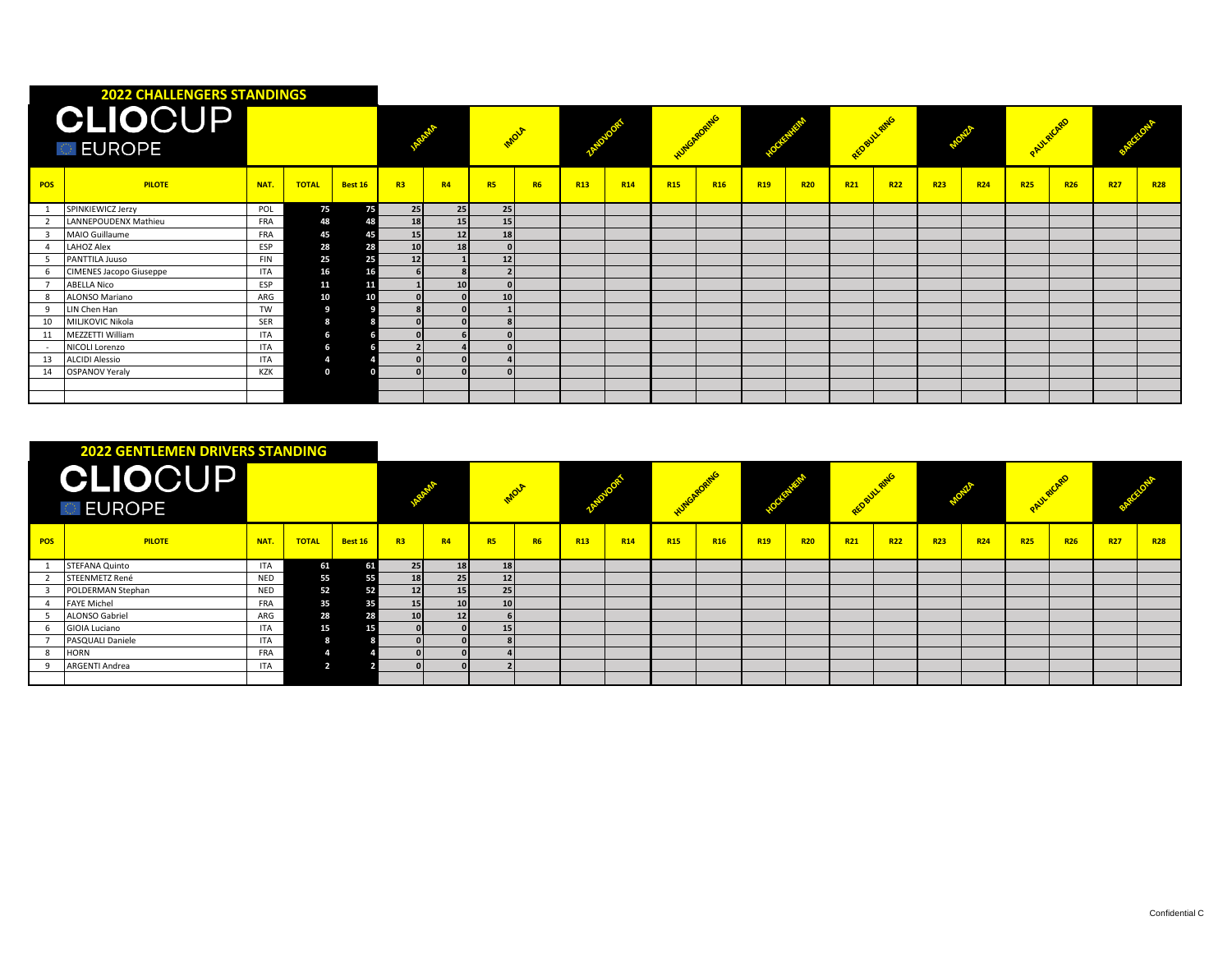## 2022 CHALLENGERS STANDINGS

CLIOCUP EUROPE

| | | | | | JARAMA | | IMOLA | | ZANDVOORT | | HUNGARORING | | HOCKENHEIM | | RED BULL RING | | MONZA | | PAUL RICARD | | BARCELONA | |
|---|---|---|---|---|---|---|---|---|---|---|---|---|---|---|---|---|---|---|---|---|---|---|
| POS | PILOTE | NAT. | TOTAL | Best 16 | R3 | R4 | R5 | R6 | R13 | R14 | R15 | R16 | R19 | R20 | R21 | R22 | R23 | R24 | R25 | R26 | R27 | R28 |
| 1 | SPINKIEWICZ Jerzy | POL | 75 | 75 | 25 | 25 | 25 | | | | | | | | | | | | | | | |
| 2 | LANNEPOUDENX Mathieu | FRA | 48 | 48 | 18 | 15 | 15 | | | | | | | | | | | | | | | |
| 3 | MAIO Guillaume | FRA | 45 | 45 | 15 | 12 | 18 | | | | | | | | | | | | | | | |
| 4 | LAHOZ Alex | ESP | 28 | 28 | 10 | 18 | 0 | | | | | | | | | | | | | | | |
| 5 | PANTTILA Juuso | FIN | 25 | 25 | 12 | 1 | 12 | | | | | | | | | | | | | | | |
| 6 | CIMENES Jacopo Giuseppe | ITA | 16 | 16 | 6 | 8 | 2 | | | | | | | | | | | | | | | |
| 7 | ABELLA Nico | ESP | 11 | 11 | 1 | 10 | 0 | | | | | | | | | | | | | | | |
| 8 | ALONSO Mariano | ARG | 10 | 10 | 0 | 0 | 10 | | | | | | | | | | | | | | | |
| 9 | LIN Chen Han | TW | 9 | 9 | 8 | 0 | 1 | | | | | | | | | | | | | | | |
| 10 | MILJKOVIC Nikola | SER | 8 | 8 | 0 | 0 | 8 | | | | | | | | | | | | | | | |
| 11 | MEZZETTI William | ITA | 6 | 6 | 0 | 6 | 0 | | | | | | | | | | | | | | | |
| - | NICOLI Lorenzo | ITA | 6 | 6 | 2 | 4 | 0 | | | | | | | | | | | | | | | |
| 13 | ALCIDI Alessio | ITA | 4 | 4 | 0 | 0 | 4 | | | | | | | | | | | | | | | |
| 14 | OSPANOV Yeraly | KZK | 0 | 0 | 0 | 0 | 0 | | | | | | | | | | | | | | | |

## 2022 GENTLEMEN DRIVERS STANDING

CLIOCUP EUROPE

| | | | | | JARAMA | | IMOLA | | ZANDVOORT | | HUNGARORING | | HOCKENHEIM | | RED BULL RING | | MONZA | | PAUL RICARD | | BARCELONA | |
|---|---|---|---|---|---|---|---|---|---|---|---|---|---|---|---|---|---|---|---|---|---|---|
| POS | PILOTE | NAT. | TOTAL | Best 16 | R3 | R4 | R5 | R6 | R13 | R14 | R15 | R16 | R19 | R20 | R21 | R22 | R23 | R24 | R25 | R26 | R27 | R28 |
| 1 | STEFANA Quinto | ITA | 61 | 61 | 25 | 18 | 18 | | | | | | | | | | | | | | | |
| 2 | STEENMETZ René | NED | 55 | 55 | 18 | 25 | 12 | | | | | | | | | | | | | | | |
| 3 | POLDERMAN Stephan | NED | 52 | 52 | 12 | 15 | 25 | | | | | | | | | | | | | | | |
| 4 | FAYE Michel | FRA | 35 | 35 | 15 | 10 | 10 | | | | | | | | | | | | | | | |
| 5 | ALONSO Gabriel | ARG | 28 | 28 | 10 | 12 | 6 | | | | | | | | | | | | | | | |
| 6 | GIOIA Luciano | ITA | 15 | 15 | 0 | 0 | 15 | | | | | | | | | | | | | | | |
| 7 | PASQUALI Daniele | ITA | 8 | 8 | 0 | 0 | 8 | | | | | | | | | | | | | | | |
| 8 | HORN | FRA | 4 | 4 | 0 | 0 | 4 | | | | | | | | | | | | | | | |
| 9 | ARGENTI Andrea | ITA | 2 | 2 | 0 | 0 | 2 | | | | | | | | | | | | | | | |

Confidential C